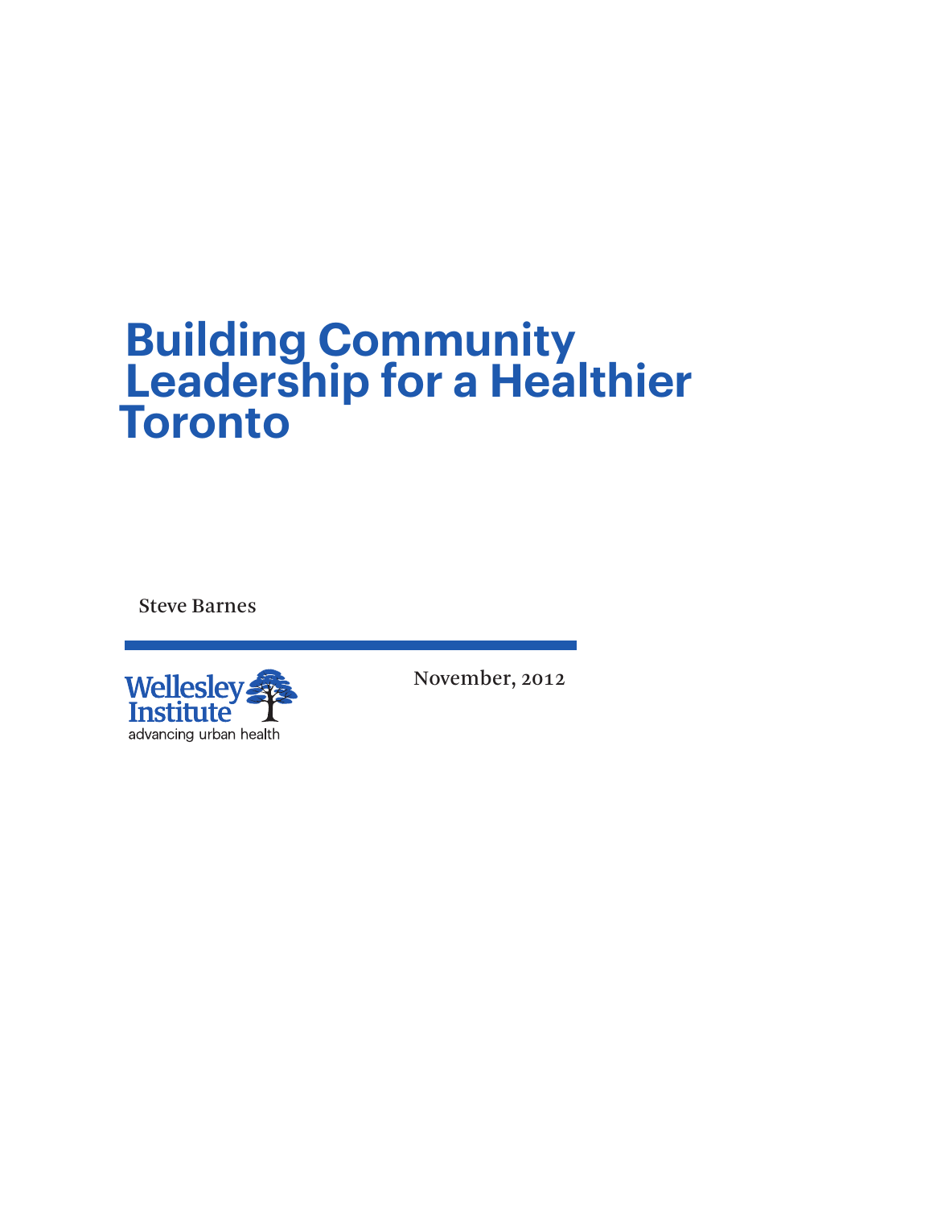# Building Community Leadership for a Healthier Toronto

Steve Barnes

Wellesley Institute
advancing urban health

November, 2012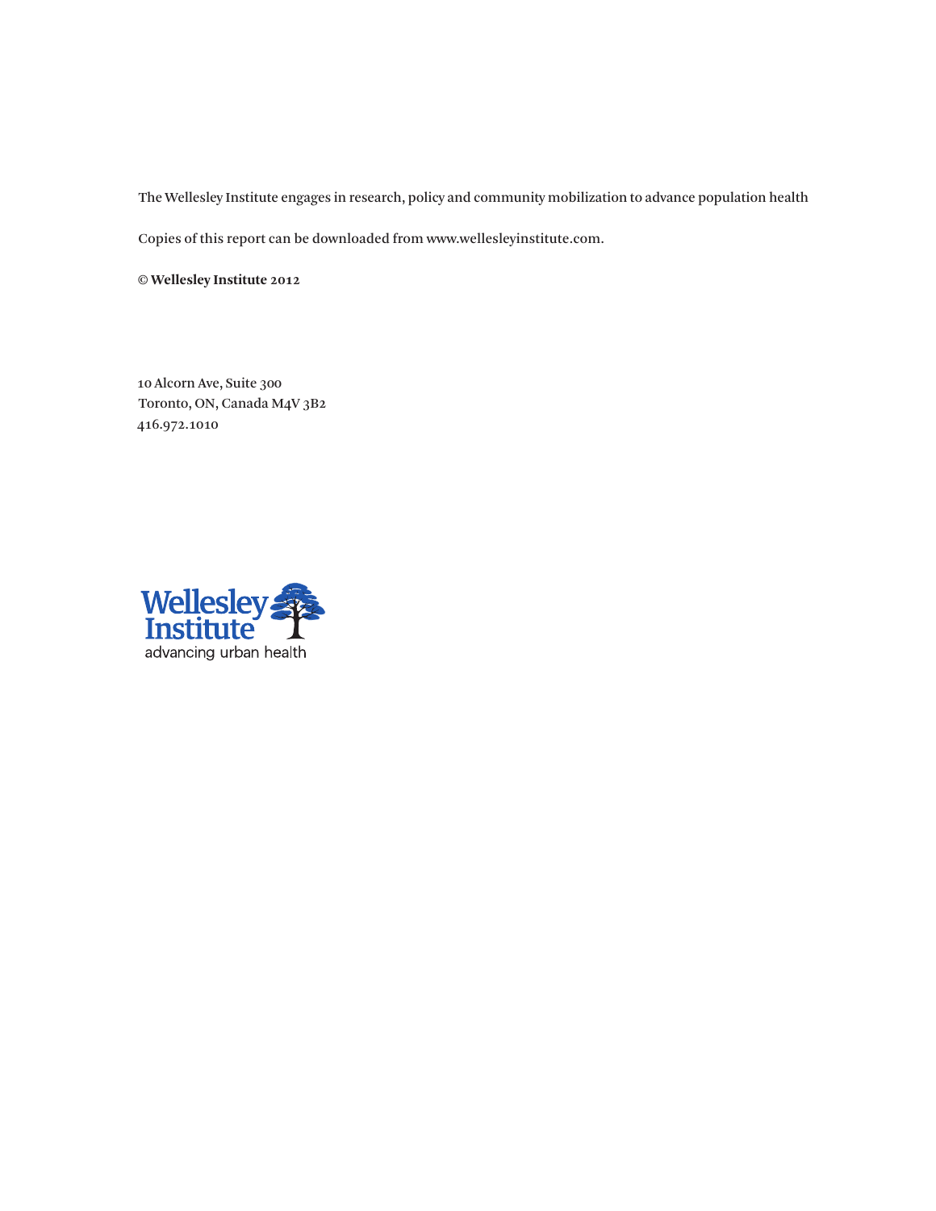The Wellesley Institute engages in research, policy and community mobilization to advance population health

Copies of this report can be downloaded from www.wellesleyinstitute.com.

**© Wellesley Institute 2012**

10 Alcorn Ave, Suite 300
Toronto, ON, Canada M4V 3B2
416.972.1010

Wellesley Institute
advancing urban health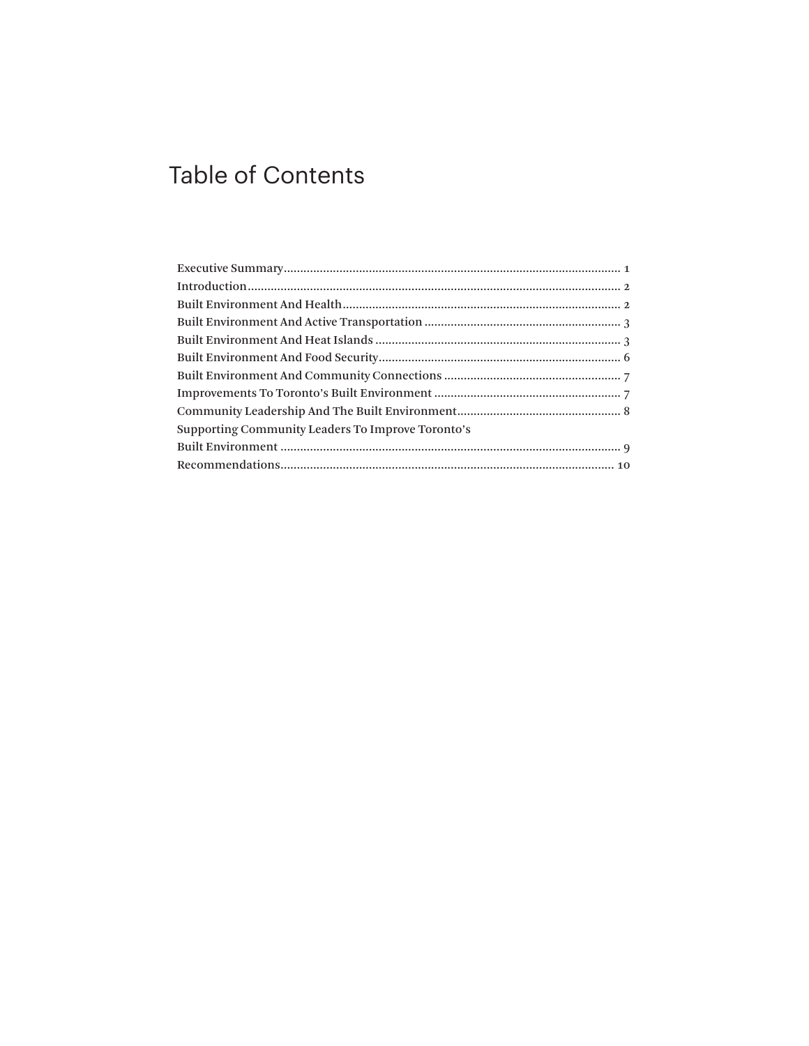# Table of Contents

Executive Summary ........................................ 1
Introduction ........................................ 2
Built Environment And Health ........................................ 2
Built Environment And Active Transportation ........................................ 3
Built Environment And Heat Islands ........................................ 3
Built Environment And Food Security ........................................ 6
Built Environment And Community Connections ........................................ 7
Improvements To Toronto's Built Environment ........................................ 7
Community Leadership And The Built Environment ........................................ 8
Supporting Community Leaders To Improve Toronto's Built Environment ........................................ 9
Recommendations ........................................ 10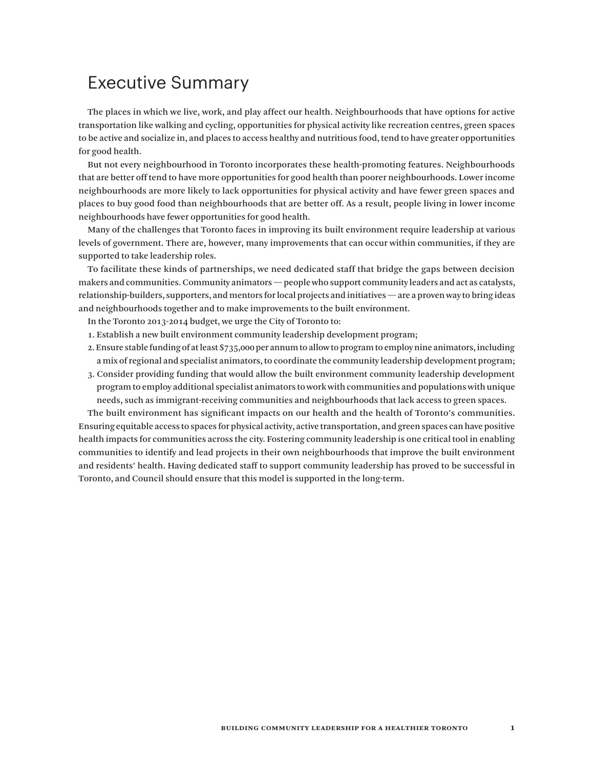# Executive Summary

The places in which we live, work, and play affect our health. Neighbourhoods that have options for active transportation like walking and cycling, opportunities for physical activity like recreation centres, green spaces to be active and socialize in, and places to access healthy and nutritious food, tend to have greater opportunities for good health.

But not every neighbourhood in Toronto incorporates these health-promoting features. Neighbourhoods that are better off tend to have more opportunities for good health than poorer neighbourhoods. Lower income neighbourhoods are more likely to lack opportunities for physical activity and have fewer green spaces and places to buy good food than neighbourhoods that are better off. As a result, people living in lower income neighbourhoods have fewer opportunities for good health.

Many of the challenges that Toronto faces in improving its built environment require leadership at various levels of government. There are, however, many improvements that can occur within communities, if they are supported to take leadership roles.

To facilitate these kinds of partnerships, we need dedicated staff that bridge the gaps between decision makers and communities. Community animators — people who support community leaders and act as catalysts, relationship-builders, supporters, and mentors for local projects and initiatives — are a proven way to bring ideas and neighbourhoods together and to make improvements to the built environment.

In the Toronto 2013-2014 budget, we urge the City of Toronto to:

1. Establish a new built environment community leadership development program;
2. Ensure stable funding of at least $735,000 per annum to allow to program to employ nine animators, including a mix of regional and specialist animators, to coordinate the community leadership development program;
3. Consider providing funding that would allow the built environment community leadership development program to employ additional specialist animators to work with communities and populations with unique needs, such as immigrant-receiving communities and neighbourhoods that lack access to green spaces.

The built environment has significant impacts on our health and the health of Toronto's communities. Ensuring equitable access to spaces for physical activity, active transportation, and green spaces can have positive health impacts for communities across the city. Fostering community leadership is one critical tool in enabling communities to identify and lead projects in their own neighbourhoods that improve the built environment and residents' health. Having dedicated staff to support community leadership has proved to be successful in Toronto, and Council should ensure that this model is supported in the long-term.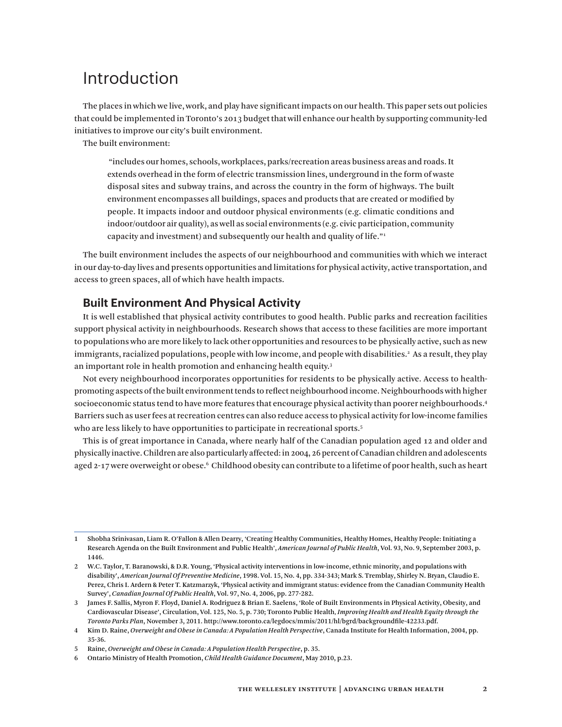# Introduction

The places in which we live, work, and play have significant impacts on our health. This paper sets out policies that could be implemented in Toronto's 2013 budget that will enhance our health by supporting community-led initiatives to improve our city's built environment.

The built environment:

> "includes our homes, schools, workplaces, parks/recreation areas business areas and roads. It extends overhead in the form of electric transmission lines, underground in the form of waste disposal sites and subway trains, and across the country in the form of highways. The built environment encompasses all buildings, spaces and products that are created or modified by people. It impacts indoor and outdoor physical environments (e.g. climatic conditions and indoor/outdoor air quality), as well as social environments (e.g. civic participation, community capacity and investment) and subsequently our health and quality of life."[1]

The built environment includes the aspects of our neighbourhood and communities with which we interact in our day-to-day lives and presents opportunities and limitations for physical activity, active transportation, and access to green spaces, all of which have health impacts.

## Built Environment And Physical Activity

It is well established that physical activity contributes to good health. Public parks and recreation facilities support physical activity in neighbourhoods. Research shows that access to these facilities are more important to populations who are more likely to lack other opportunities and resources to be physically active, such as new immigrants, racialized populations, people with low income, and people with disabilities.[2] As a result, they play an important role in health promotion and enhancing health equity.[3]

Not every neighbourhood incorporates opportunities for residents to be physically active. Access to health-promoting aspects of the built environment tends to reflect neighbourhood income. Neighbourhoods with higher socioeconomic status tend to have more features that encourage physical activity than poorer neighbourhoods.[4] Barriers such as user fees at recreation centres can also reduce access to physical activity for low-income families who are less likely to have opportunities to participate in recreational sports.[5]

This is of great importance in Canada, where nearly half of the Canadian population aged 12 and older and physically inactive. Children are also particularly affected: in 2004, 26 percent of Canadian children and adolescents aged 2-17 were overweight or obese.[6] Childhood obesity can contribute to a lifetime of poor health, such as heart

---

1 Shobha Srinivasan, Liam R. O'Fallon & Allen Dearry, 'Creating Healthy Communities, Healthy Homes, Healthy People: Initiating a Research Agenda on the Built Environment and Public Health', *American Journal of Public Health*, Vol. 93, No. 9, September 2003, p. 1446.

2 W.C. Taylor, T. Baranowski, & D.R. Young, 'Physical activity interventions in low-income, ethnic minority, and populations with disability', *American Journal Of Preventive Medicine*, 1998. Vol. 15, No. 4, pp. 334-343; Mark S. Tremblay, Shirley N. Bryan, Claudio E. Perez, Chris I. Ardern & Peter T. Katzmarzyk, 'Physical activity and immigrant status: evidence from the Canadian Community Health Survey', *Canadian Journal Of Public Health*, Vol. 97, No. 4, 2006, pp. 277-282.

3 James F. Sallis, Myron F. Floyd, Daniel A. Rodriguez & Brian E. Saelens, 'Role of Built Environments in Physical Activity, Obesity, and Cardiovascular Disease', Circulation, Vol. 125, No. 5, p. 730; Toronto Public Health, *Improving Health and Health Equity through the Toronto Parks Plan*, November 3, 2011. http://www.toronto.ca/legdocs/mmis/2011/hl/bgrd/backgroundfile-42233.pdf.

4 Kim D. Raine, *Overweight and Obese in Canada: A Population Health Perspective*, Canada Institute for Health Information, 2004, pp. 35-36.

5 Raine, *Overweight and Obese in Canada: A Population Health Perspective*, p. 35.

6 Ontario Ministry of Health Promotion, *Child Health Guidance Document*, May 2010, p.23.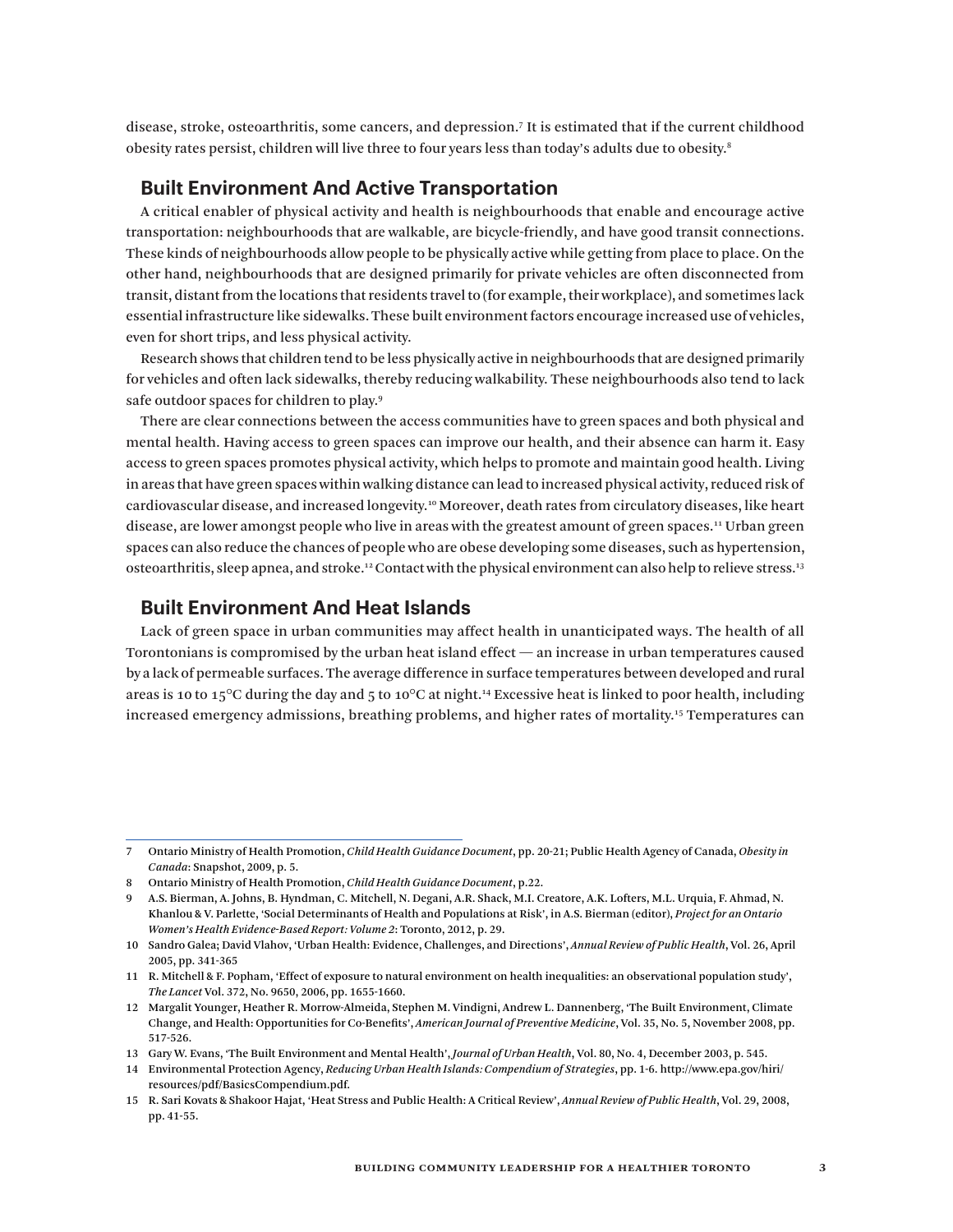disease, stroke, osteoarthritis, some cancers, and depression.[7] It is estimated that if the current childhood obesity rates persist, children will live three to four years less than today's adults due to obesity.[8]

## Built Environment And Active Transportation

A critical enabler of physical activity and health is neighbourhoods that enable and encourage active transportation: neighbourhoods that are walkable, are bicycle-friendly, and have good transit connections. These kinds of neighbourhoods allow people to be physically active while getting from place to place. On the other hand, neighbourhoods that are designed primarily for private vehicles are often disconnected from transit, distant from the locations that residents travel to (for example, their workplace), and sometimes lack essential infrastructure like sidewalks. These built environment factors encourage increased use of vehicles, even for short trips, and less physical activity.

Research shows that children tend to be less physically active in neighbourhoods that are designed primarily for vehicles and often lack sidewalks, thereby reducing walkability. These neighbourhoods also tend to lack safe outdoor spaces for children to play.[9]

There are clear connections between the access communities have to green spaces and both physical and mental health. Having access to green spaces can improve our health, and their absence can harm it. Easy access to green spaces promotes physical activity, which helps to promote and maintain good health. Living in areas that have green spaces within walking distance can lead to increased physical activity, reduced risk of cardiovascular disease, and increased longevity.[10] Moreover, death rates from circulatory diseases, like heart disease, are lower amongst people who live in areas with the greatest amount of green spaces.[11] Urban green spaces can also reduce the chances of people who are obese developing some diseases, such as hypertension, osteoarthritis, sleep apnea, and stroke.[12] Contact with the physical environment can also help to relieve stress.[13]

## Built Environment And Heat Islands

Lack of green space in urban communities may affect health in unanticipated ways. The health of all Torontonians is compromised by the urban heat island effect — an increase in urban temperatures caused by a lack of permeable surfaces. The average difference in surface temperatures between developed and rural areas is 10 to 15°C during the day and 5 to 10°C at night.[14] Excessive heat is linked to poor health, including increased emergency admissions, breathing problems, and higher rates of mortality.[15] Temperatures can

---

7 Ontario Ministry of Health Promotion, *Child Health Guidance Document*, pp. 20-21; Public Health Agency of Canada, *Obesity in Canada*: Snapshot, 2009, p. 5.

8 Ontario Ministry of Health Promotion, *Child Health Guidance Document*, p.22.

9 A.S. Bierman, A. Johns, B. Hyndman, C. Mitchell, N. Degani, A.R. Shack, M.I. Creatore, A.K. Lofters, M.L. Urquia, F. Ahmad, N. Khanlou & V. Parlette, 'Social Determinants of Health and Populations at Risk', in A.S. Bierman (editor), *Project for an Ontario Women's Health Evidence-Based Report: Volume 2*: Toronto, 2012, p. 29.

10 Sandro Galea; David Vlahov, 'Urban Health: Evidence, Challenges, and Directions', *Annual Review of Public Health*, Vol. 26, April 2005, pp. 341-365

11 R. Mitchell & F. Popham, 'Effect of exposure to natural environment on health inequalities: an observational population study', *The Lancet* Vol. 372, No. 9650, 2006, pp. 1655-1660.

12 Margalit Younger, Heather R. Morrow-Almeida, Stephen M. Vindigni, Andrew L. Dannenberg, 'The Built Environment, Climate Change, and Health: Opportunities for Co-Benefits', *American Journal of Preventive Medicine*, Vol. 35, No. 5, November 2008, pp. 517-526.

13 Gary W. Evans, 'The Built Environment and Mental Health', *Journal of Urban Health*, Vol. 80, No. 4, December 2003, p. 545.

14 Environmental Protection Agency, *Reducing Urban Health Islands: Compendium of Strategies*, pp. 1-6. http://www.epa.gov/hiri/resources/pdf/BasicsCompendium.pdf.

15 R. Sari Kovats & Shakoor Hajat, 'Heat Stress and Public Health: A Critical Review', *Annual Review of Public Health*, Vol. 29, 2008, pp. 41-55.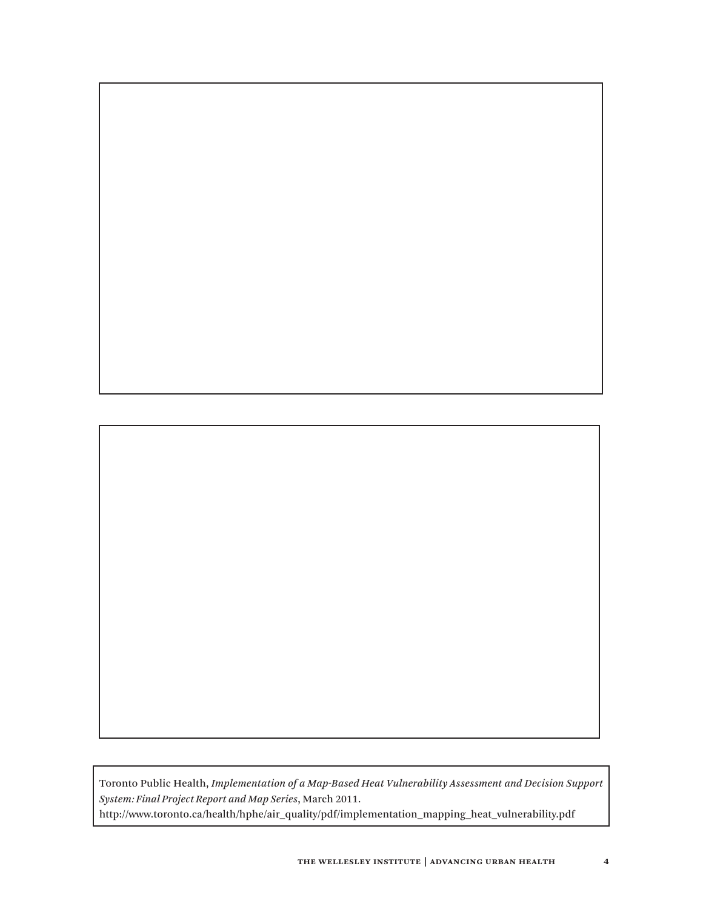Toronto Public Health, *Implementation of a Map-Based Heat Vulnerability Assessment and Decision Support System: Final Project Report and Map Series*, March 2011.
http://www.toronto.ca/health/hphe/air_quality/pdf/implementation_mapping_heat_vulnerability.pdf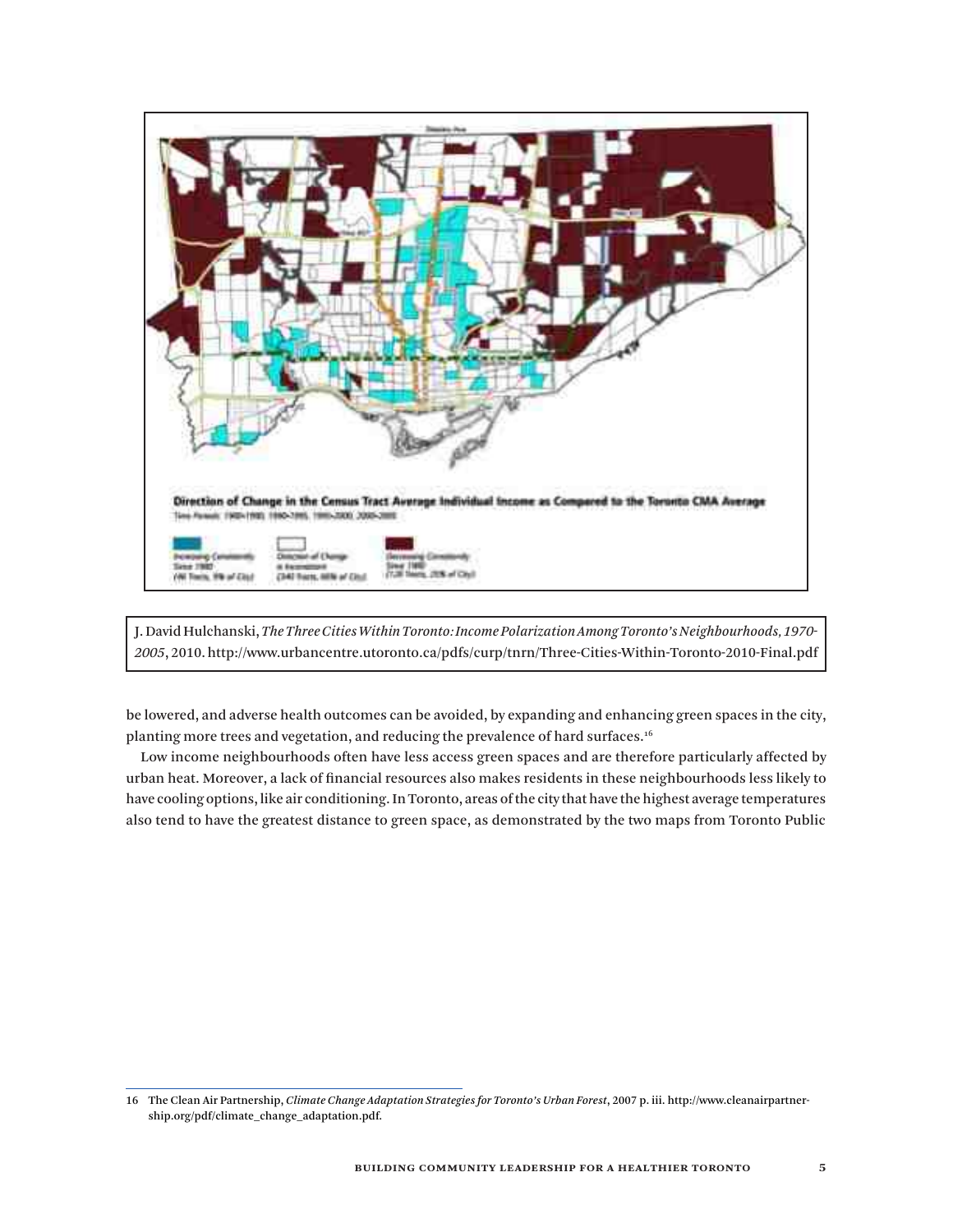J. David Hulchanski, *The Three Cities Within Toronto: Income Polarization Among Toronto's Neighbourhoods, 1970-2005*, 2010. http://www.urbancentre.utoronto.ca/pdfs/curp/tnrn/Three-Cities-Within-Toronto-2010-Final.pdf

be lowered, and adverse health outcomes can be avoided, by expanding and enhancing green spaces in the city, planting more trees and vegetation, and reducing the prevalence of hard surfaces.[16]

Low income neighbourhoods often have less access green spaces and are therefore particularly affected by urban heat. Moreover, a lack of financial resources also makes residents in these neighbourhoods less likely to have cooling options, like air conditioning. In Toronto, areas of the city that have the highest average temperatures also tend to have the greatest distance to green space, as demonstrated by the two maps from Toronto Public

---

16 The Clean Air Partnership, *Climate Change Adaptation Strategies for Toronto's Urban Forest*, 2007 p. iii. http://www.cleanairpartnership.org/pdf/climate_change_adaptation.pdf.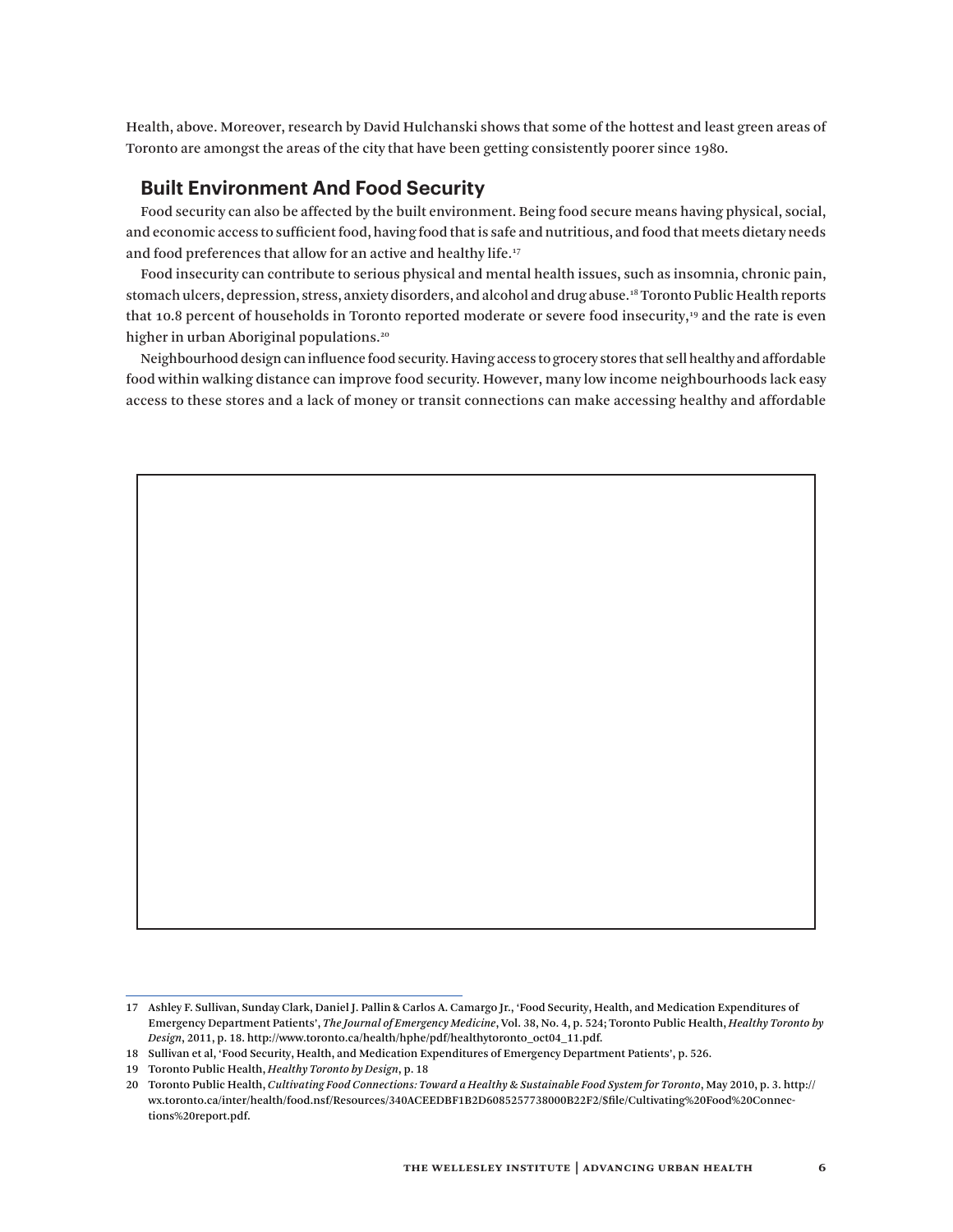Health, above. Moreover, research by David Hulchanski shows that some of the hottest and least green areas of Toronto are amongst the areas of the city that have been getting consistently poorer since 1980.

## Built Environment And Food Security

Food security can also be affected by the built environment. Being food secure means having physical, social, and economic access to sufficient food, having food that is safe and nutritious, and food that meets dietary needs and food preferences that allow for an active and healthy life.[17]

Food insecurity can contribute to serious physical and mental health issues, such as insomnia, chronic pain, stomach ulcers, depression, stress, anxiety disorders, and alcohol and drug abuse.[18] Toronto Public Health reports that 10.8 percent of households in Toronto reported moderate or severe food insecurity,[19] and the rate is even higher in urban Aboriginal populations.[20]

Neighbourhood design can influence food security. Having access to grocery stores that sell healthy and affordable food within walking distance can improve food security. However, many low income neighbourhoods lack easy access to these stores and a lack of money or transit connections can make accessing healthy and affordable

---

17 Ashley F. Sullivan, Sunday Clark, Daniel J. Pallin & Carlos A. Camargo Jr., 'Food Security, Health, and Medication Expenditures of Emergency Department Patients', *The Journal of Emergency Medicine*, Vol. 38, No. 4, p. 524; Toronto Public Health, *Healthy Toronto by Design*, 2011, p. 18. http://www.toronto.ca/health/hphe/pdf/healthytoronto_oct04_11.pdf.

18 Sullivan et al, 'Food Security, Health, and Medication Expenditures of Emergency Department Patients', p. 526.

19 Toronto Public Health, *Healthy Toronto by Design*, p. 18

20 Toronto Public Health, *Cultivating Food Connections: Toward a Healthy & Sustainable Food System for Toronto*, May 2010, p. 3. http://wx.toronto.ca/inter/health/food.nsf/Resources/340ACEEDBF1B2D6085257738000B22F2/$file/Cultivating%20Food%20Connections%20report.pdf.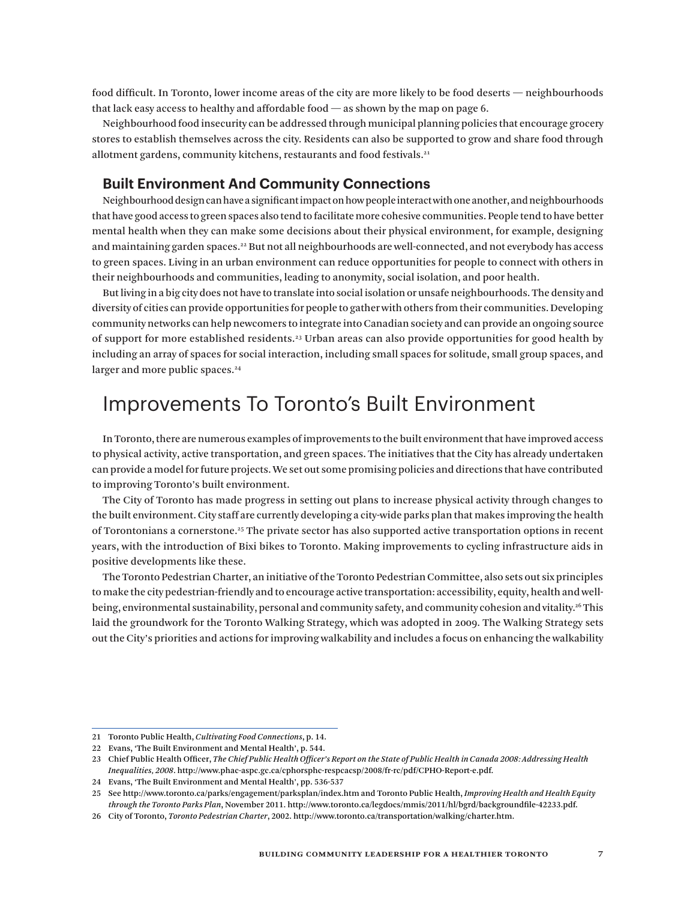food difficult. In Toronto, lower income areas of the city are more likely to be food deserts — neighbourhoods that lack easy access to healthy and affordable food — as shown by the map on page 6.

Neighbourhood food insecurity can be addressed through municipal planning policies that encourage grocery stores to establish themselves across the city. Residents can also be supported to grow and share food through allotment gardens, community kitchens, restaurants and food festivals.[21]

### Built Environment And Community Connections

Neighbourhood design can have a significant impact on how people interact with one another, and neighbourhoods that have good access to green spaces also tend to facilitate more cohesive communities. People tend to have better mental health when they can make some decisions about their physical environment, for example, designing and maintaining garden spaces.[22] But not all neighbourhoods are well-connected, and not everybody has access to green spaces. Living in an urban environment can reduce opportunities for people to connect with others in their neighbourhoods and communities, leading to anonymity, social isolation, and poor health.

But living in a big city does not have to translate into social isolation or unsafe neighbourhoods. The density and diversity of cities can provide opportunities for people to gather with others from their communities. Developing community networks can help newcomers to integrate into Canadian society and can provide an ongoing source of support for more established residents.[23] Urban areas can also provide opportunities for good health by including an array of spaces for social interaction, including small spaces for solitude, small group spaces, and larger and more public spaces.[24]

## Improvements To Toronto's Built Environment

In Toronto, there are numerous examples of improvements to the built environment that have improved access to physical activity, active transportation, and green spaces. The initiatives that the City has already undertaken can provide a model for future projects. We set out some promising policies and directions that have contributed to improving Toronto's built environment.

The City of Toronto has made progress in setting out plans to increase physical activity through changes to the built environment. City staff are currently developing a city-wide parks plan that makes improving the health of Torontonians a cornerstone.[25] The private sector has also supported active transportation options in recent years, with the introduction of Bixi bikes to Toronto. Making improvements to cycling infrastructure aids in positive developments like these.

The Toronto Pedestrian Charter, an initiative of the Toronto Pedestrian Committee, also sets out six principles to make the city pedestrian-friendly and to encourage active transportation: accessibility, equity, health and well-being, environmental sustainability, personal and community safety, and community cohesion and vitality.[26] This laid the groundwork for the Toronto Walking Strategy, which was adopted in 2009. The Walking Strategy sets out the City's priorities and actions for improving walkability and includes a focus on enhancing the walkability

---

21 Toronto Public Health, *Cultivating Food Connections*, p. 14.

22 Evans, 'The Built Environment and Mental Health', p. 544.

23 Chief Public Health Officer, *The Chief Public Health Officer's Report on the State of Public Health in Canada 2008: Addressing Health Inequalities, 2008*. http://www.phac-aspc.gc.ca/cphorsphc-respcacsp/2008/fr-rc/pdf/CPHO-Report-e.pdf.

24 Evans, 'The Built Environment and Mental Health', pp. 536-537

25 See http://www.toronto.ca/parks/engagement/parksplan/index.htm and Toronto Public Health, *Improving Health and Health Equity through the Toronto Parks Plan*, November 2011. http://www.toronto.ca/legdocs/mmis/2011/hl/bgrd/backgroundfile-42233.pdf.

26 City of Toronto, *Toronto Pedestrian Charter*, 2002. http://www.toronto.ca/transportation/walking/charter.htm.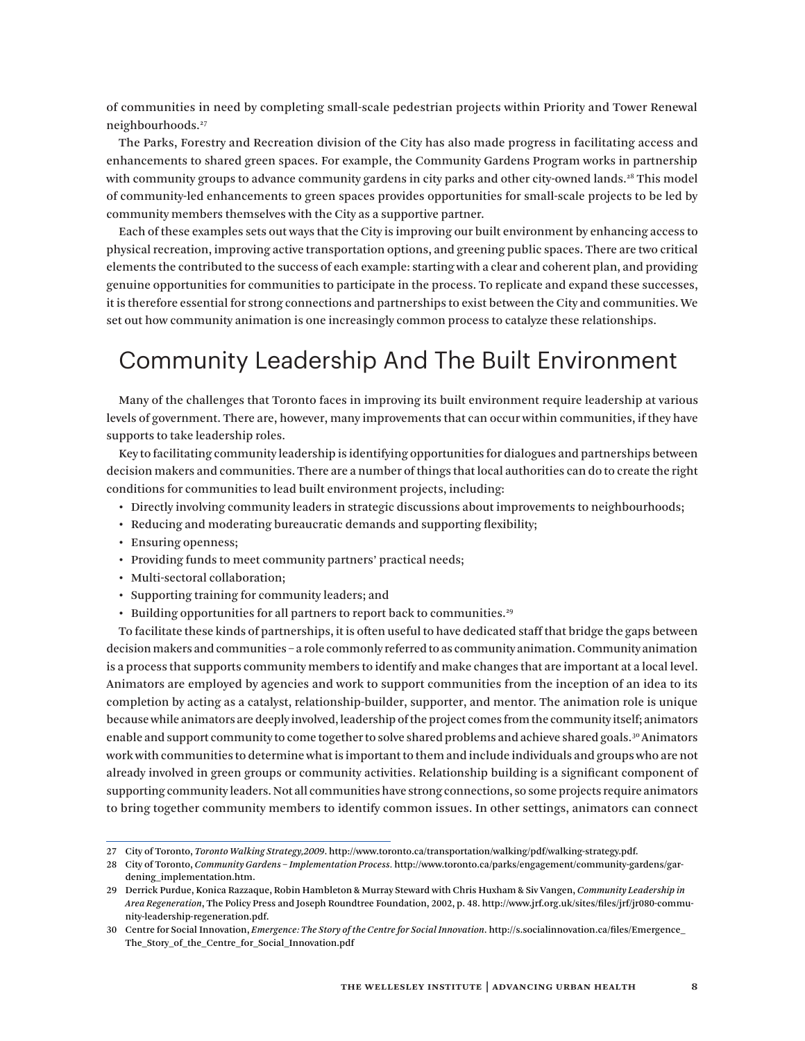of communities in need by completing small-scale pedestrian projects within Priority and Tower Renewal neighbourhoods.[27]

The Parks, Forestry and Recreation division of the City has also made progress in facilitating access and enhancements to shared green spaces. For example, the Community Gardens Program works in partnership with community groups to advance community gardens in city parks and other city-owned lands.[28] This model of community-led enhancements to green spaces provides opportunities for small-scale projects to be led by community members themselves with the City as a supportive partner.

Each of these examples sets out ways that the City is improving our built environment by enhancing access to physical recreation, improving active transportation options, and greening public spaces. There are two critical elements the contributed to the success of each example: starting with a clear and coherent plan, and providing genuine opportunities for communities to participate in the process. To replicate and expand these successes, it is therefore essential for strong connections and partnerships to exist between the City and communities. We set out how community animation is one increasingly common process to catalyze these relationships.

## Community Leadership And The Built Environment

Many of the challenges that Toronto faces in improving its built environment require leadership at various levels of government. There are, however, many improvements that can occur within communities, if they have supports to take leadership roles.

Key to facilitating community leadership is identifying opportunities for dialogues and partnerships between decision makers and communities. There are a number of things that local authorities can do to create the right conditions for communities to lead built environment projects, including:

- Directly involving community leaders in strategic discussions about improvements to neighbourhoods;
- Reducing and moderating bureaucratic demands and supporting flexibility;
- Ensuring openness;
- Providing funds to meet community partners' practical needs;
- Multi-sectoral collaboration;
- Supporting training for community leaders; and
- Building opportunities for all partners to report back to communities.[29]

To facilitate these kinds of partnerships, it is often useful to have dedicated staff that bridge the gaps between decision makers and communities – a role commonly referred to as community animation. Community animation is a process that supports community members to identify and make changes that are important at a local level. Animators are employed by agencies and work to support communities from the inception of an idea to its completion by acting as a catalyst, relationship-builder, supporter, and mentor. The animation role is unique because while animators are deeply involved, leadership of the project comes from the community itself; animators enable and support community to come together to solve shared problems and achieve shared goals.[30] Animators work with communities to determine what is important to them and include individuals and groups who are not already involved in green groups or community activities. Relationship building is a significant component of supporting community leaders. Not all communities have strong connections, so some projects require animators to bring together community members to identify common issues. In other settings, animators can connect

---

27 City of Toronto, *Toronto Walking Strategy,2009*. http://www.toronto.ca/transportation/walking/pdf/walking-strategy.pdf.

28 City of Toronto, *Community Gardens – Implementation Process.* http://www.toronto.ca/parks/engagement/community-gardens/gardening_implementation.htm.

29 Derrick Purdue, Konica Razzaque, Robin Hambleton & Murray Steward with Chris Huxham & Siv Vangen, *Community Leadership in Area Regeneration*, The Policy Press and Joseph Roundtree Foundation, 2002, p. 48. http://www.jrf.org.uk/sites/files/jrf/jr080-community-leadership-regeneration.pdf.

30 Centre for Social Innovation, *Emergence: The Story of the Centre for Social Innovation*. http://s.socialinnovation.ca/files/Emergence_The_Story_of_the_Centre_for_Social_Innovation.pdf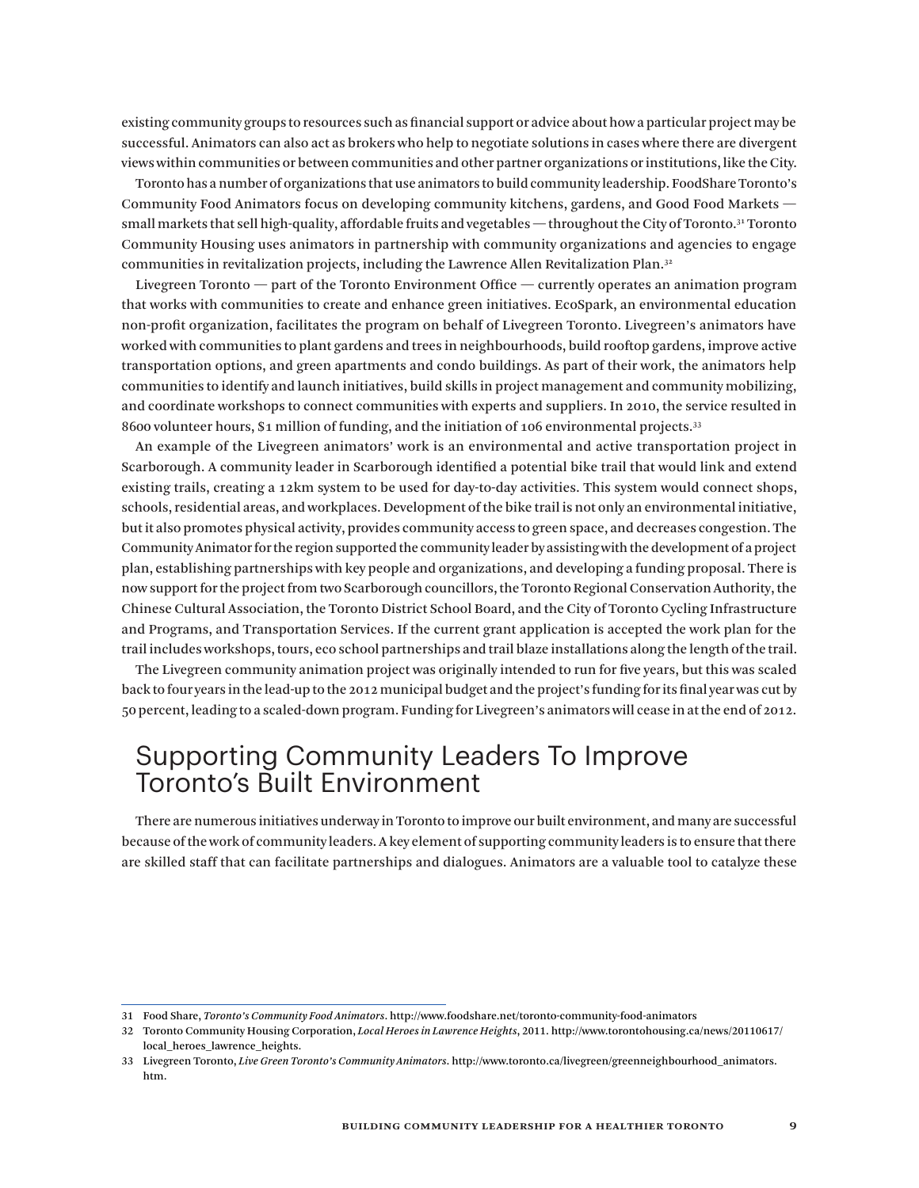existing community groups to resources such as financial support or advice about how a particular project may be successful. Animators can also act as brokers who help to negotiate solutions in cases where there are divergent views within communities or between communities and other partner organizations or institutions, like the City.

Toronto has a number of organizations that use animators to build community leadership. FoodShare Toronto's Community Food Animators focus on developing community kitchens, gardens, and Good Food Markets — small markets that sell high-quality, affordable fruits and vegetables — throughout the City of Toronto.[31] Toronto Community Housing uses animators in partnership with community organizations and agencies to engage communities in revitalization projects, including the Lawrence Allen Revitalization Plan.[32]

Livegreen Toronto — part of the Toronto Environment Office — currently operates an animation program that works with communities to create and enhance green initiatives. EcoSpark, an environmental education non-profit organization, facilitates the program on behalf of Livegreen Toronto. Livegreen's animators have worked with communities to plant gardens and trees in neighbourhoods, build rooftop gardens, improve active transportation options, and green apartments and condo buildings. As part of their work, the animators help communities to identify and launch initiatives, build skills in project management and community mobilizing, and coordinate workshops to connect communities with experts and suppliers. In 2010, the service resulted in 8600 volunteer hours, $1 million of funding, and the initiation of 106 environmental projects.[33]

An example of the Livegreen animators' work is an environmental and active transportation project in Scarborough. A community leader in Scarborough identified a potential bike trail that would link and extend existing trails, creating a 12km system to be used for day-to-day activities. This system would connect shops, schools, residential areas, and workplaces. Development of the bike trail is not only an environmental initiative, but it also promotes physical activity, provides community access to green space, and decreases congestion. The Community Animator for the region supported the community leader by assisting with the development of a project plan, establishing partnerships with key people and organizations, and developing a funding proposal. There is now support for the project from two Scarborough councillors, the Toronto Regional Conservation Authority, the Chinese Cultural Association, the Toronto District School Board, and the City of Toronto Cycling Infrastructure and Programs, and Transportation Services. If the current grant application is accepted the work plan for the trail includes workshops, tours, eco school partnerships and trail blaze installations along the length of the trail.

The Livegreen community animation project was originally intended to run for five years, but this was scaled back to four years in the lead-up to the 2012 municipal budget and the project's funding for its final year was cut by 50 percent, leading to a scaled-down program. Funding for Livegreen's animators will cease in at the end of 2012.

## Supporting Community Leaders To Improve Toronto's Built Environment

There are numerous initiatives underway in Toronto to improve our built environment, and many are successful because of the work of community leaders. A key element of supporting community leaders is to ensure that there are skilled staff that can facilitate partnerships and dialogues. Animators are a valuable tool to catalyze these

---

31 Food Share, *Toronto's Community Food Animators*. http://www.foodshare.net/toronto-community-food-animators

32 Toronto Community Housing Corporation, *Local Heroes in Lawrence Heights*, 2011. http://www.torontohousing.ca/news/20110617/local_heroes_lawrence_heights.

33 Livegreen Toronto, *Live Green Toronto's Community Animators*. http://www.toronto.ca/livegreen/greenneighbourhood_animators.htm.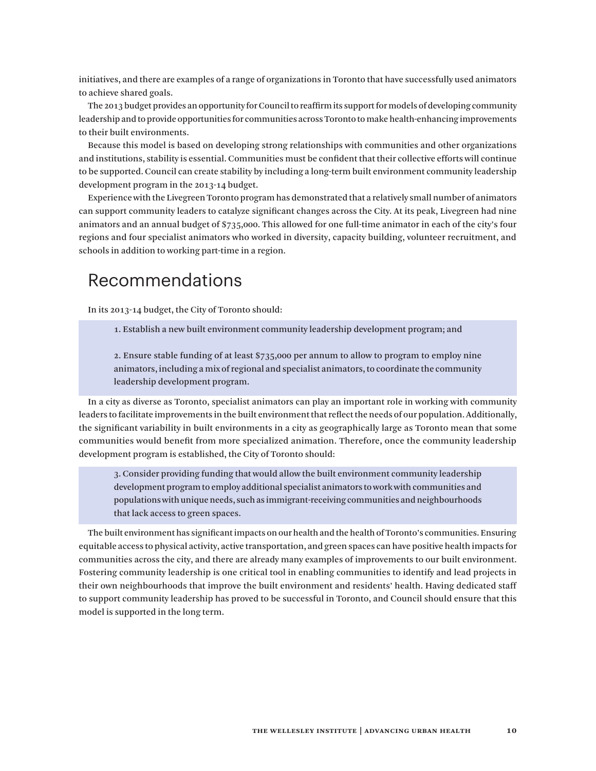initiatives, and there are examples of a range of organizations in Toronto that have successfully used animators to achieve shared goals.

The 2013 budget provides an opportunity for Council to reaffirm its support for models of developing community leadership and to provide opportunities for communities across Toronto to make health-enhancing improvements to their built environments.

Because this model is based on developing strong relationships with communities and other organizations and institutions, stability is essential. Communities must be confident that their collective efforts will continue to be supported. Council can create stability by including a long-term built environment community leadership development program in the 2013-14 budget.

Experience with the Livegreen Toronto program has demonstrated that a relatively small number of animators can support community leaders to catalyze significant changes across the City. At its peak, Livegreen had nine animators and an annual budget of $735,000. This allowed for one full-time animator in each of the city's four regions and four specialist animators who worked in diversity, capacity building, volunteer recruitment, and schools in addition to working part-time in a region.

## Recommendations

In its 2013-14 budget, the City of Toronto should:

> 1. Establish a new built environment community leadership development program; and
>
> 2. Ensure stable funding of at least $735,000 per annum to allow to program to employ nine animators, including a mix of regional and specialist animators, to coordinate the community leadership development program.

In a city as diverse as Toronto, specialist animators can play an important role in working with community leaders to facilitate improvements in the built environment that reflect the needs of our population. Additionally, the significant variability in built environments in a city as geographically large as Toronto mean that some communities would benefit from more specialized animation. Therefore, once the community leadership development program is established, the City of Toronto should:

> 3. Consider providing funding that would allow the built environment community leadership development program to employ additional specialist animators to work with communities and populations with unique needs, such as immigrant-receiving communities and neighbourhoods that lack access to green spaces.

The built environment has significant impacts on our health and the health of Toronto's communities. Ensuring equitable access to physical activity, active transportation, and green spaces can have positive health impacts for communities across the city, and there are already many examples of improvements to our built environment. Fostering community leadership is one critical tool in enabling communities to identify and lead projects in their own neighbourhoods that improve the built environment and residents' health. Having dedicated staff to support community leadership has proved to be successful in Toronto, and Council should ensure that this model is supported in the long term.